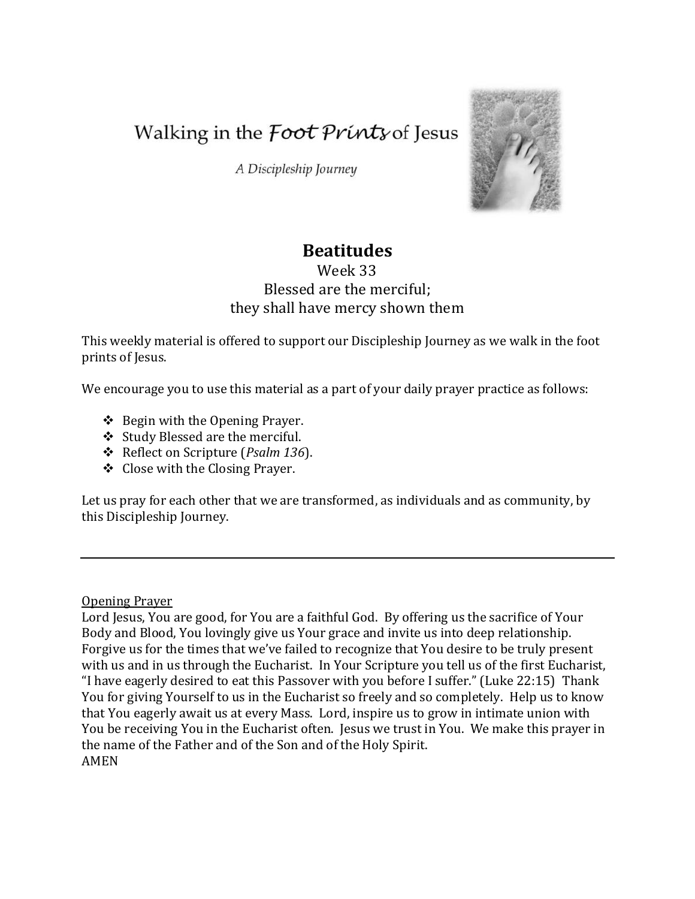# Walking in the *Foot Prints* of Jesus

*A Discipleship Journey*

## Beatitudes

Week 33

Blessed are the merciful;
they shall have mercy shown them

This weekly material is offered to support our Discipleship Journey as we walk in the foot prints of Jesus.

We encourage you to use this material as a part of your daily prayer practice as follows:

- Begin with the Opening Prayer.
- Study Blessed are the merciful.
- Reflect on Scripture (*Psalm 136*).
- Close with the Closing Prayer.

Let us pray for each other that we are transformed, as individuals and as community, by this Discipleship Journey.

---

<u>Opening Prayer</u>

Lord Jesus, You are good, for You are a faithful God. By offering us the sacrifice of Your Body and Blood, You lovingly give us Your grace and invite us into deep relationship. Forgive us for the times that we've failed to recognize that You desire to be truly present with us and in us through the Eucharist. In Your Scripture you tell us of the first Eucharist, "I have eagerly desired to eat this Passover with you before I suffer." (Luke 22:15) Thank You for giving Yourself to us in the Eucharist so freely and so completely. Help us to know that You eagerly await us at every Mass. Lord, inspire us to grow in intimate union with You be receiving You in the Eucharist often. Jesus we trust in You. We make this prayer in the name of the Father and of the Son and of the Holy Spirit.
AMEN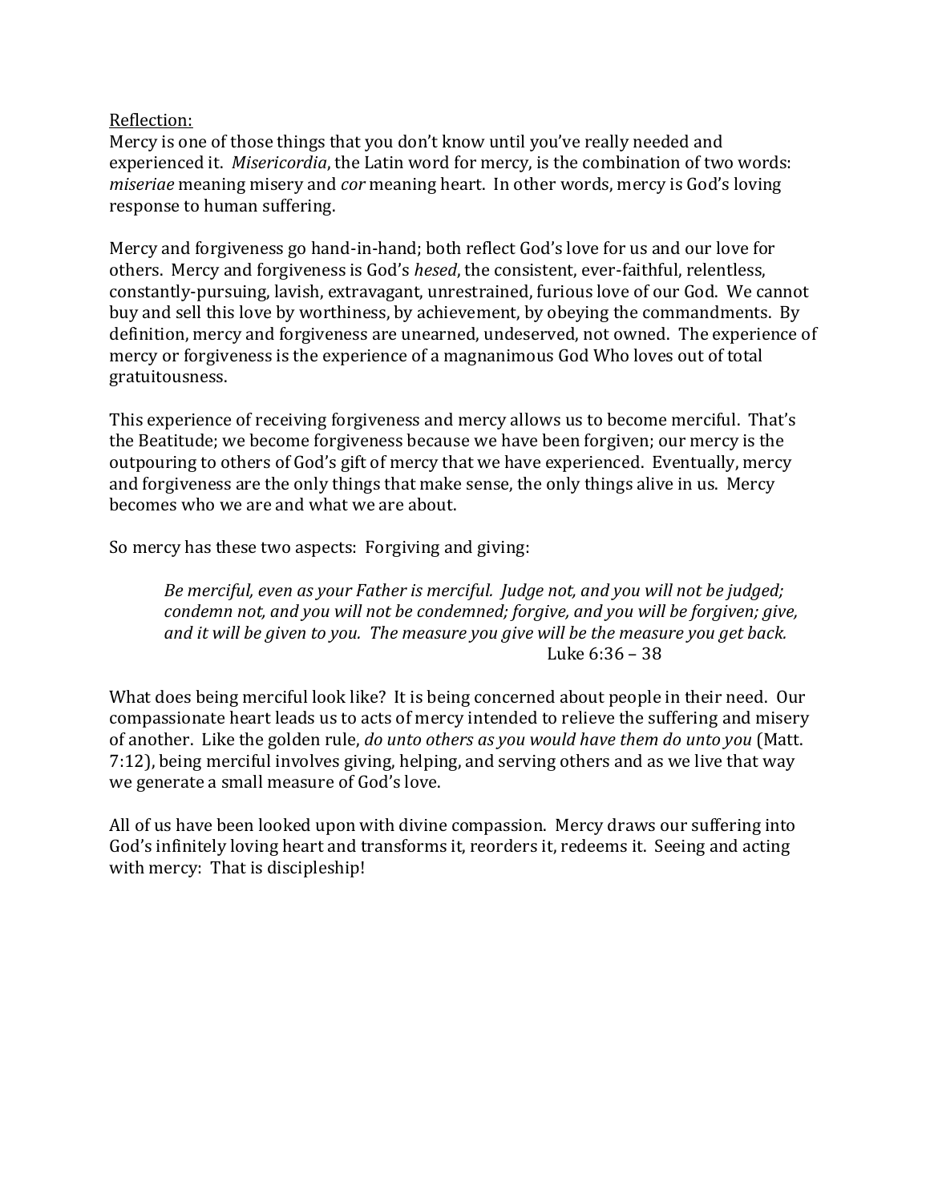Reflection:

Mercy is one of those things that you don't know until you've really needed and experienced it. *Misericordia*, the Latin word for mercy, is the combination of two words: *miseriae* meaning misery and *cor* meaning heart. In other words, mercy is God's loving response to human suffering.

Mercy and forgiveness go hand-in-hand; both reflect God's love for us and our love for others. Mercy and forgiveness is God's *hesed*, the consistent, ever-faithful, relentless, constantly-pursuing, lavish, extravagant, unrestrained, furious love of our God. We cannot buy and sell this love by worthiness, by achievement, by obeying the commandments. By definition, mercy and forgiveness are unearned, undeserved, not owned. The experience of mercy or forgiveness is the experience of a magnanimous God Who loves out of total gratuitousness.

This experience of receiving forgiveness and mercy allows us to become merciful. That's the Beatitude; we become forgiveness because we have been forgiven; our mercy is the outpouring to others of God's gift of mercy that we have experienced. Eventually, mercy and forgiveness are the only things that make sense, the only things alive in us. Mercy becomes who we are and what we are about.

So mercy has these two aspects: Forgiving and giving:

> *Be merciful, even as your Father is merciful. Judge not, and you will not be judged; condemn not, and you will not be condemned; forgive, and you will be forgiven; give, and it will be given to you. The measure you give will be the measure you get back.*
> Luke 6:36 – 38

What does being merciful look like? It is being concerned about people in their need. Our compassionate heart leads us to acts of mercy intended to relieve the suffering and misery of another. Like the golden rule, *do unto others as you would have them do unto you* (Matt. 7:12), being merciful involves giving, helping, and serving others and as we live that way we generate a small measure of God's love.

All of us have been looked upon with divine compassion. Mercy draws our suffering into God's infinitely loving heart and transforms it, reorders it, redeems it. Seeing and acting with mercy: That is discipleship!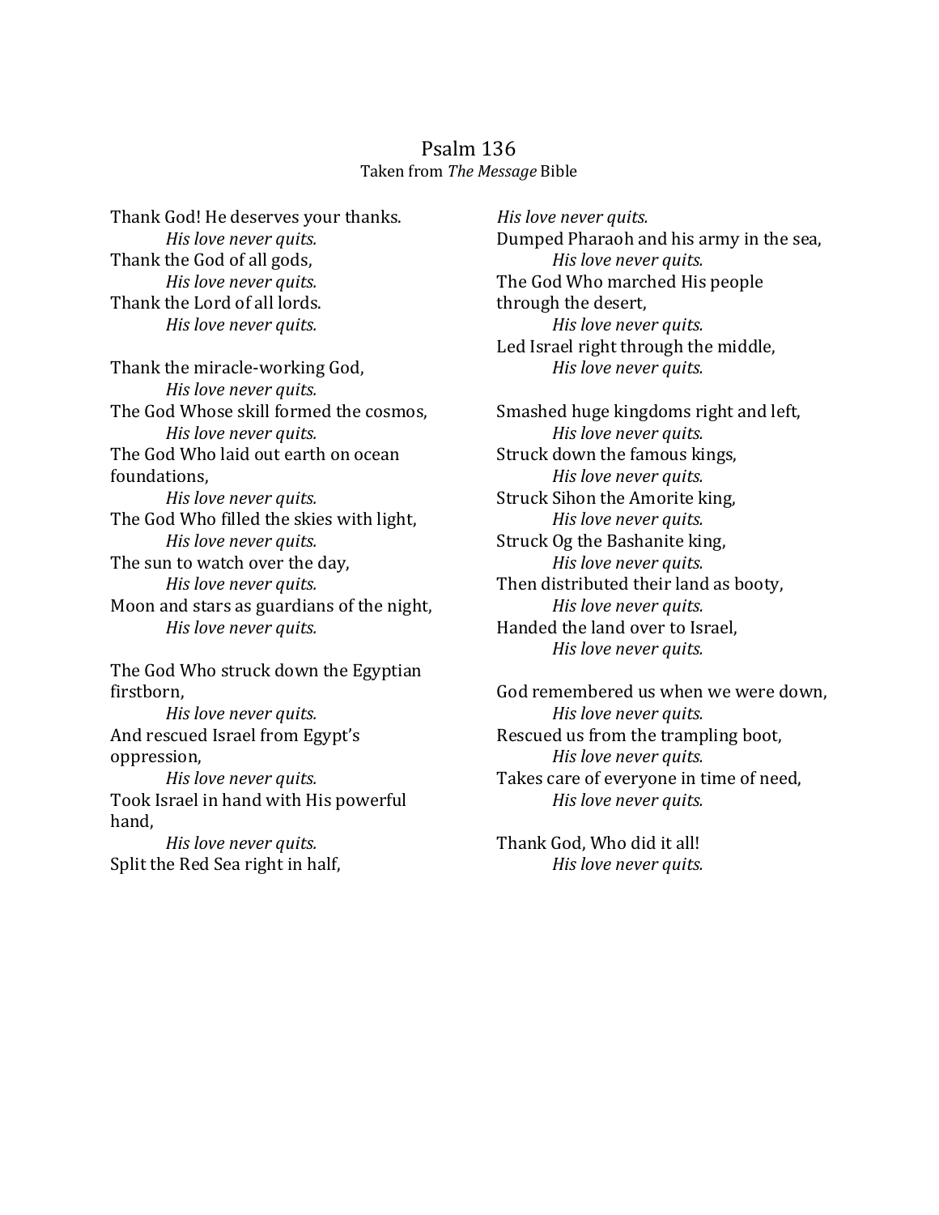# Psalm 136

Taken from *The Message* Bible

Thank God! He deserves your thanks.
*His love never quits.*
Thank the God of all gods,
*His love never quits.*
Thank the Lord of all lords.
*His love never quits.*

Thank the miracle-working God,
*His love never quits.*
The God Whose skill formed the cosmos,
*His love never quits.*
The God Who laid out earth on ocean foundations,
*His love never quits.*
The God Who filled the skies with light,
*His love never quits.*
The sun to watch over the day,
*His love never quits.*
Moon and stars as guardians of the night,
*His love never quits.*

The God Who struck down the Egyptian firstborn,
*His love never quits.*
And rescued Israel from Egypt's oppression,
*His love never quits.*
Took Israel in hand with His powerful hand,
*His love never quits.*
Split the Red Sea right in half,
*His love never quits.*
Dumped Pharaoh and his army in the sea,
*His love never quits.*
The God Who marched His people through the desert,
*His love never quits.*
Led Israel right through the middle,
*His love never quits.*

Smashed huge kingdoms right and left,
*His love never quits.*
Struck down the famous kings,
*His love never quits.*
Struck Sihon the Amorite king,
*His love never quits.*
Struck Og the Bashanite king,
*His love never quits.*
Then distributed their land as booty,
*His love never quits.*
Handed the land over to Israel,
*His love never quits.*

God remembered us when we were down,
*His love never quits.*
Rescued us from the trampling boot,
*His love never quits.*
Takes care of everyone in time of need,
*His love never quits.*

Thank God, Who did it all!
*His love never quits.*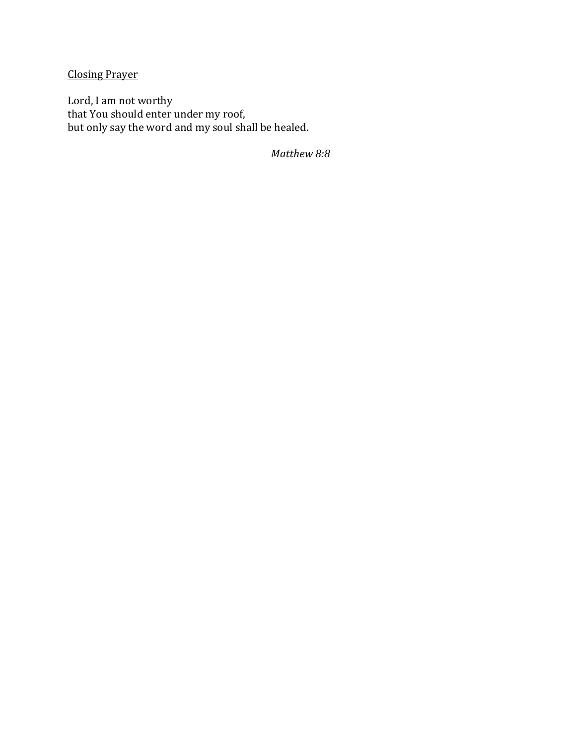<u>Closing Prayer</u>

Lord, I am not worthy
that You should enter under my roof,
but only say the word and my soul shall be healed.

*Matthew 8:8*